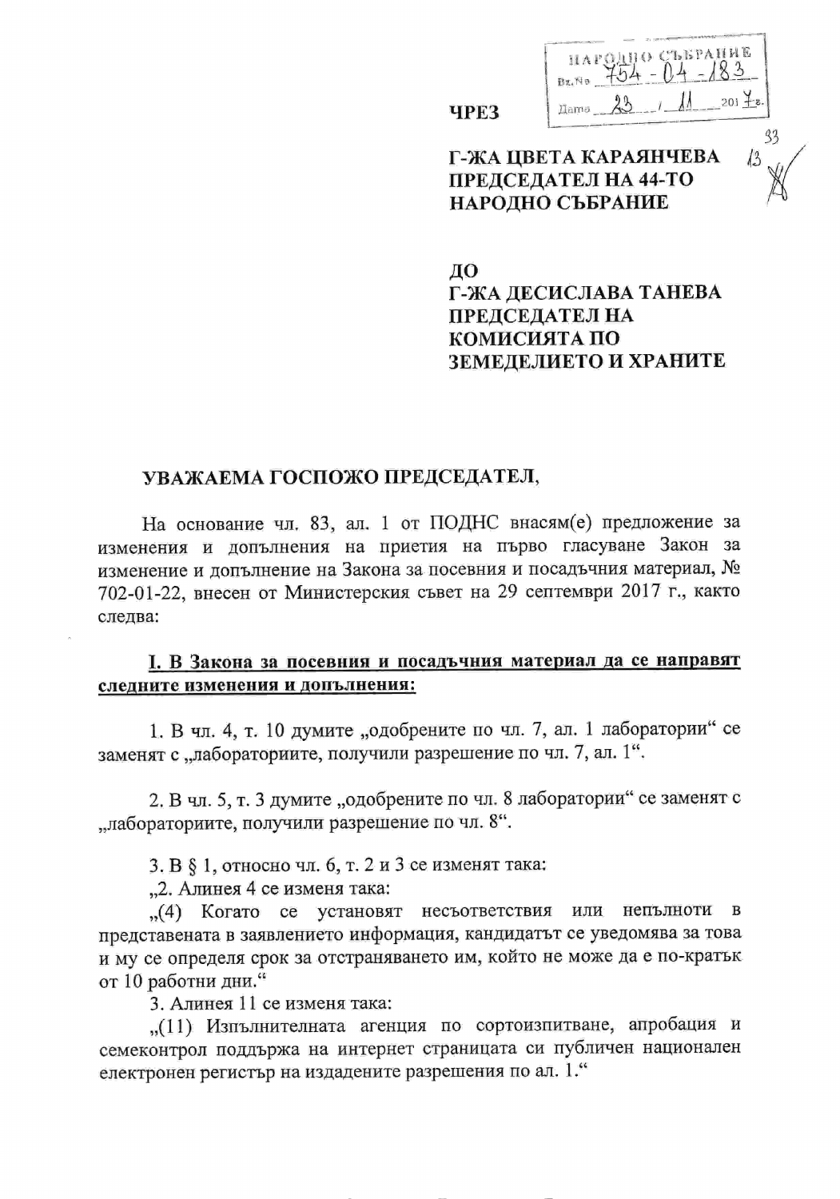НАРОДНО СЪБРАНИЕ
Вх.№ 754-04-183
Дата 23 / 11 2017 г.

**ЧРЕЗ**

**Г-ЖА ЦВЕТА КАРАЯНЧЕВА**
**ПРЕДСЕДАТЕЛ НА 44-ТО**
**НАРОДНО СЪБРАНИЕ**

**ДО**
**Г-ЖА ДЕСИСЛАВА ТАНЕВА**
**ПРЕДСЕДАТЕЛ НА**
**КОМИСИЯТА ПО**
**ЗЕМЕДЕЛИЕТО И ХРАНИТЕ**

**УВАЖАЕМА ГОСПОЖО ПРЕДСЕДАТЕЛ,**

На основание чл. 83, ал. 1 от ПОДНС внасям(е) предложение за изменения и допълнения на приетия на първо гласуване Закон за изменение и допълнение на Закона за посевния и посадъчния материал, № 702-01-22, внесен от Министерския съвет на 29 септември 2017 г., както следва:

**I. В Закона за посевния и посадъчния материал да се направят следните изменения и допълнения:**

1. В чл. 4, т. 10 думите „одобрените по чл. 7, ал. 1 лаборатории" се заменят с „лабораториите, получили разрешение по чл. 7, ал. 1".

2. В чл. 5, т. 3 думите „одобрените по чл. 8 лаборатории" се заменят с „лабораториите, получили разрешение по чл. 8".

3. В § 1, относно чл. 6, т. 2 и 3 се изменят така:

„2. Алинея 4 се изменя така:

„(4) Когато се установят несъответствия или непълноти в представената в заявлението информация, кандидатът се уведомява за това и му се определя срок за отстраняването им, който не може да е по-кратък от 10 работни дни."

3. Алинея 11 се изменя така:

„(11) Изпълнителната агенция по сортоизпитване, апробация и семеконтрол поддържа на интернет страницата си публичен национален електронен регистър на издадените разрешения по ал. 1."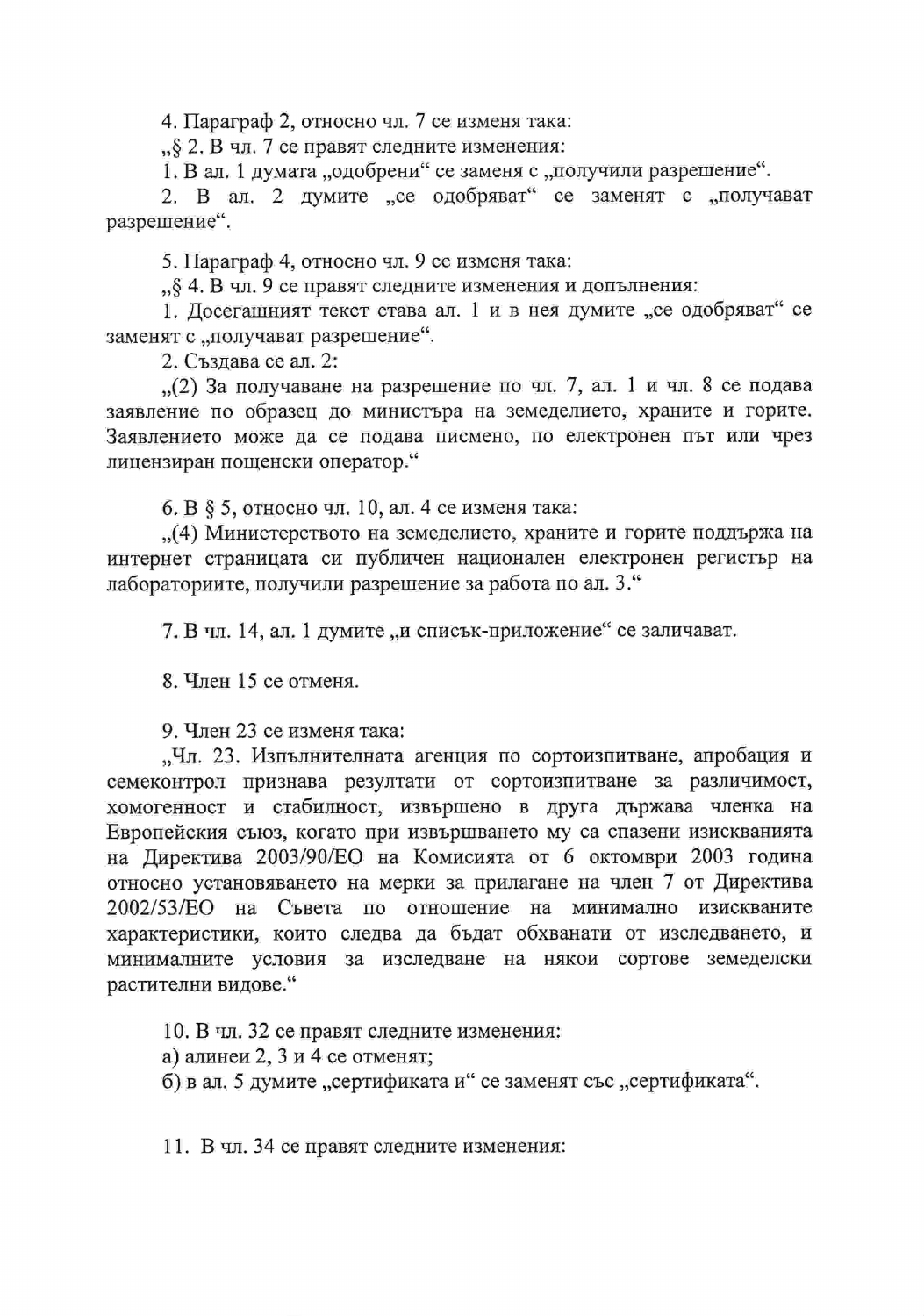4. Параграф 2, относно чл. 7 се изменя така:

„§ 2. В чл. 7 се правят следните изменения:

1. В ал. 1 думата „одобрени“ се заменя с „получили разрешение“.

2. В ал. 2 думите „се одобряват“ се заменят с „получават разрешение“.

5. Параграф 4, относно чл. 9 се изменя така:

„§ 4. В чл. 9 се правят следните изменения и допълнения:

1. Досегашният текст става ал. 1 и в нея думите „се одобряват“ се заменят с „получават разрешение“.

2. Създава се ал. 2:

„(2) За получаване на разрешение по чл. 7, ал. 1 и чл. 8 се подава заявление по образец до министъра на земеделието, храните и горите. Заявлението може да се подава писмено, по електронен път или чрез лицензиран пощенски оператор.“

6. В § 5, относно чл. 10, ал. 4 се изменя така:

„(4) Министерството на земеделието, храните и горите поддържа на интернет страницата си публичен национален електронен регистър на лабораториите, получили разрешение за работа по ал. 3.“

7. В чл. 14, ал. 1 думите „и списък-приложение“ се заличават.

8. Член 15 се отменя.

9. Член 23 се изменя така:

„Чл. 23. Изпълнителната агенция по сортоизпитване, апробация и семеконтрол признава резултати от сортоизпитване за различимост, хомогенност и стабилност, извършено в друга държава членка на Европейския съюз, когато при извършването му са спазени изискванията на Директива 2003/90/ЕО на Комисията от 6 октомври 2003 година относно установяването на мерки за прилагане на член 7 от Директива 2002/53/ЕО на Съвета по отношение на минимално изискваните характеристики, които следва да бъдат обхванати от изследването, и минималните условия за изследване на някои сортове земеделски растителни видове.“

10. В чл. 32 се правят следните изменения:

а) алинеи 2, 3 и 4 се отменят;

б) в ал. 5 думите „сертификата и“ се заменят със „сертификата“.

11. В чл. 34 се правят следните изменения: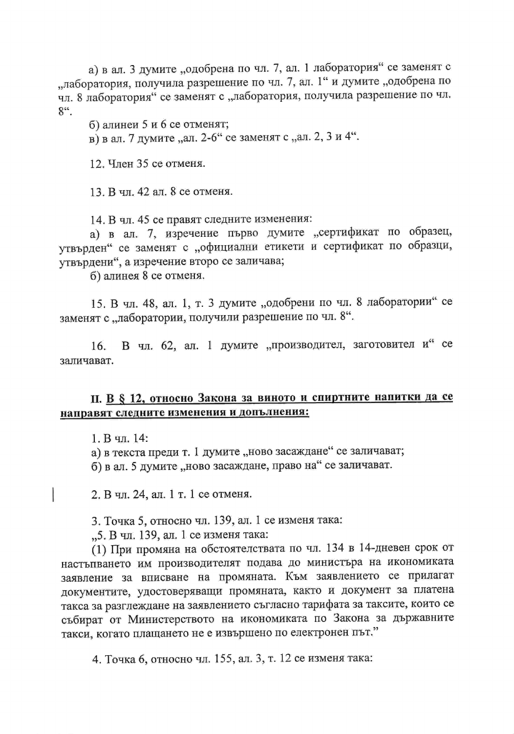а) в ал. 3 думите „одобрена по чл. 7, ал. 1 лаборатория“ се заменят с „лаборатория, получила разрешение по чл. 7, ал. 1“ и думите „одобрена по чл. 8 лаборатория“ се заменят с „лаборатория, получила разрешение по чл. 8“.

б) алинеи 5 и 6 се отменят;

в) в ал. 7 думите „ал. 2-6“ се заменят с „ал. 2, 3 и 4“.

12. Член 35 се отменя.

13. В чл. 42 ал. 8 се отменя.

14. В чл. 45 се правят следните изменения:

а) в ал. 7, изречение първо думите „сертификат по образец, утвърден“ се заменят с „официални етикети и сертификат по образци, утвърдени“, а изречение второ се заличава;

б) алинея 8 се отменя.

15. В чл. 48, ал. 1, т. 3 думите „одобрени по чл. 8 лаборатории“ се заменят с „лаборатории, получили разрешение по чл. 8“.

16. В чл. 62, ал. 1 думите „производител, заготовител и“ се заличават.

**II. <u>В § 12, относно Закона за виното и спиртните напитки да се направят следните изменения и допълнения:</u>**

1. В чл. 14:

а) в текста преди т. 1 думите „ново засаждане“ се заличават;

б) в ал. 5 думите „ново засаждане, право на“ се заличават.

2. В чл. 24, ал. 1 т. 1 се отменя.

3. Точка 5, относно чл. 139, ал. 1 се изменя така:

„5. В чл. 139, ал. 1 се изменя така:

(1) При промяна на обстоятелствата по чл. 134 в 14-дневен срок от настъпването им производителят подава до министъра на икономиката заявление за вписване на промяната. Към заявлението се прилагат документите, удостоверяващи промяната, както и документ за платена такса за разглеждане на заявлението съгласно тарифата за таксите, които се събират от Министерството на икономиката по Закона за държавните такси, когато плащането не е извършено по електронен път.”

4. Точка 6, относно чл. 155, ал. 3, т. 12 се изменя така: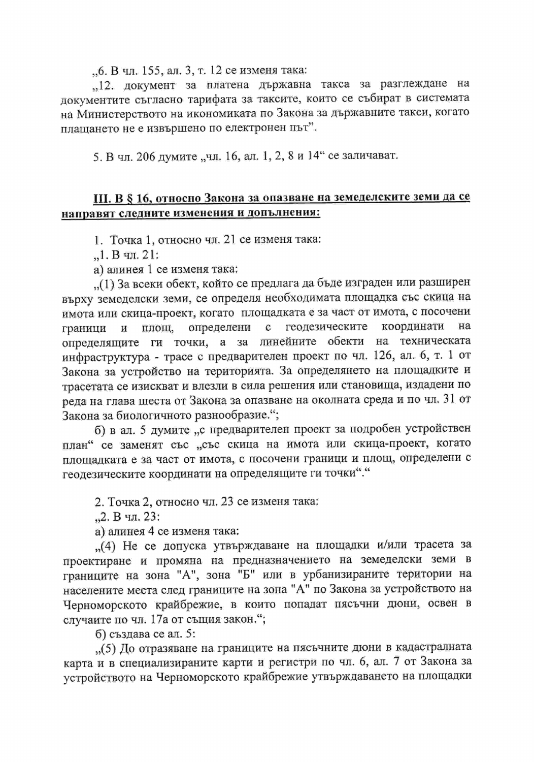„6. В чл. 155, ал. 3, т. 12 се изменя така:

„12. документ за платена държавна такса за разглеждане на документите съгласно тарифата за таксите, които се събират в системата на Министерството на икономиката по Закона за държавните такси, когато плащането не е извършено по електронен път”.

5. В чл. 206 думите „чл. 16, ал. 1, 2, 8 и 14“ се заличават.

**III. В § 16, относно Закона за опазване на земеделските земи да се направят следните изменения и допълнения:**

1. Точка 1, относно чл. 21 се изменя така:

„1. В чл. 21:

а) алинея 1 се изменя така:

„(1) За всеки обект, който се предлага да бъде изграден или разширен върху земеделски земи, се определя необходимата площадка със скица на имота или скица-проект, когато площадката е за част от имота, с посочени граници и площ, определени с геодезическите координати на определящите ги точки, а за линейните обекти на техническата инфраструктура - трасе с предварителен проект по чл. 126, ал. 6, т. 1 от Закона за устройство на територията. За определянето на площадките и трасетата се изискват и влезли в сила решения или становища, издадени по реда на глава шеста от Закона за опазване на околната среда и по чл. 31 от Закона за биологичното разнообразие.“;

б) в ал. 5 думите „с предварителен проект за подробен устройствен план“ се заменят със „със скица на имота или скица-проект, когато площадката е за част от имота, с посочени граници и площ, определени с геодезическите координати на определящите ги точки“.“

2. Точка 2, относно чл. 23 се изменя така:

„2. В чл. 23:

а) алинея 4 се изменя така:

„(4) Не се допуска утвърждаване на площадки и/или трасета за проектиране и промяна на предназначението на земеделски земи в границите на зона "А", зона "Б" или в урбанизираните територии на населените места след границите на зона "А" по Закона за устройството на Черноморското крайбрежие, в които попадат пясъчни дюни, освен в случаите по чл. 17а от същия закон.“;

б) създава се ал. 5:

„(5) До отразяване на границите на пясъчните дюни в кадастралната карта и в специализираните карти и регистри по чл. 6, ал. 7 от Закона за устройството на Черноморското крайбрежие утвърждаването на площадки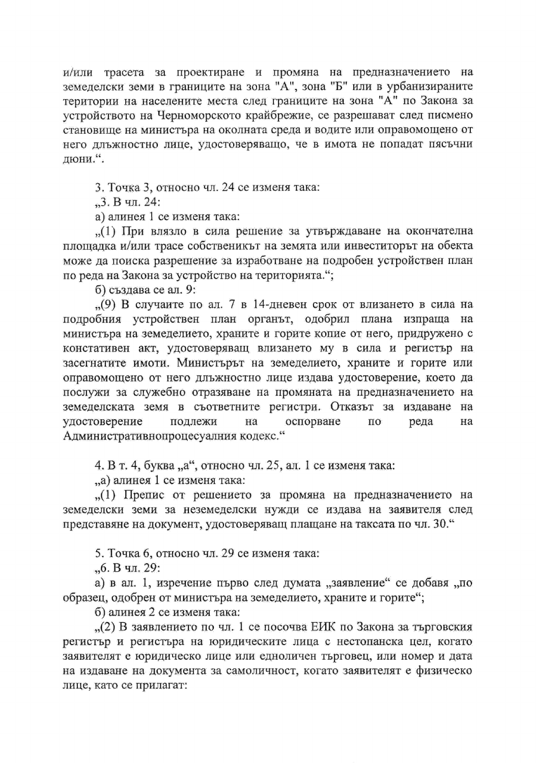и/или трасета за проектиране и промяна на предназначението на земеделски земи в границите на зона "А", зона "Б" или в урбанизираните територии на населените места след границите на зона "А" по Закона за устройството на Черноморското крайбрежие, се разрешават след писмено становище на министъра на околната среда и водите или оправомощено от него длъжностно лице, удостоверяващо, че в имота не попадат пясъчни дюни.".

3. Точка 3, относно чл. 24 се изменя така:

„3. В чл. 24:

а) алинея 1 се изменя така:

„(1) При влязло в сила решение за утвърждаване на окончателна площадка и/или трасе собственикът на земята или инвеститорът на обекта може да поиска разрешение за изработване на подробен устройствен план по реда на Закона за устройство на територията.";

б) създава се ал. 9:

„(9) В случаите по ал. 7 в 14-дневен срок от влизането в сила на подробния устройствен план органът, одобрил плана изпраща на министъра на земеделието, храните и горите копие от него, придружено с констативен акт, удостоверяващ влизането му в сила и регистър на засегнатите имоти. Министърът на земеделието, храните и горите или оправомощено от него длъжностно лице издава удостоверение, което да послужи за служебно отразяване на промяната на предназначението на земеделската земя в съответните регистри. Отказът за издаване на удостоверение подлежи на оспорване по реда на Административнопроцесуалния кодекс."

4. В т. 4, буква „а", относно чл. 25, ал. 1 се изменя така:

„а) алинея 1 се изменя така:

„(1) Препис от решението за промяна на предназначението на земеделски земи за неземеделски нужди се издава на заявителя след представяне на документ, удостоверяващ плащане на таксата по чл. 30."

5. Точка 6, относно чл. 29 се изменя така:

„6. В чл. 29:

а) в ал. 1, изречение първо след думата „заявление" се добавя „по образец, одобрен от министъра на земеделието, храните и горите";

б) алинея 2 се изменя така:

„(2) В заявлението по чл. 1 се посочва ЕИК по Закона за търговския регистър и регистъра на юридическите лица с нестопанска цел, когато заявителят е юридическо лице или едноличен търговец, или номер и дата на издаване на документа за самоличност, когато заявителят е физическо лице, като се прилагат: